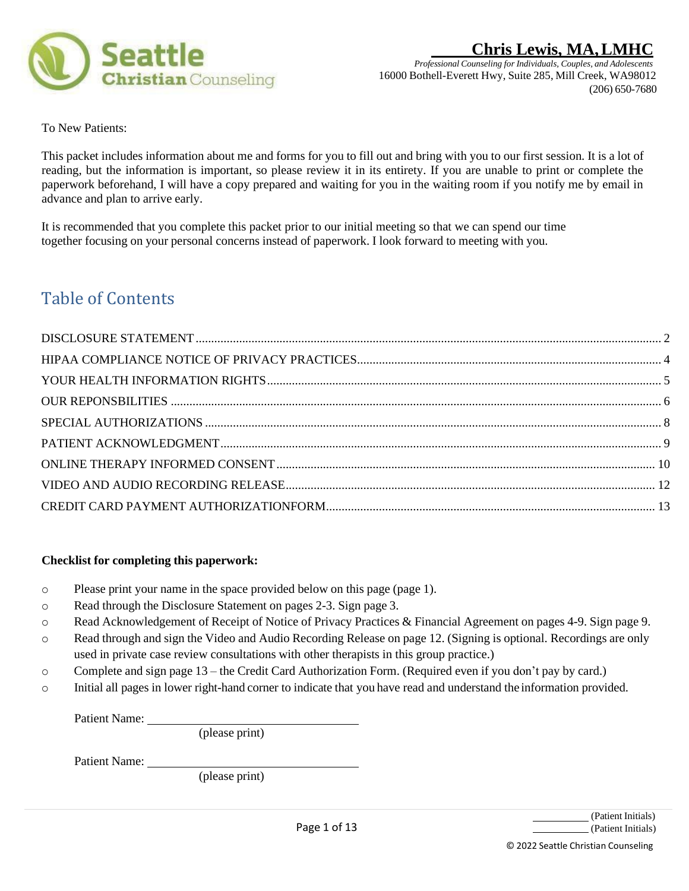Seattle Christian Counseling

**Chris Lewis, MA, LMHC**
*Professional Counseling for Individuals, Couples, and Adolescents*
16000 Bothell-Everett Hwy, Suite 285, Mill Creek, WA98012
(206) 650-7680

To New Patients:

This packet includes information about me and forms for you to fill out and bring with you to our first session. It is a lot of reading, but the information is important, so please review it in its entirety. If you are unable to print or complete the paperwork beforehand, I will have a copy prepared and waiting for you in the waiting room if you notify me by email in advance and plan to arrive early.

It is recommended that you complete this packet prior to our initial meeting so that we can spend our time together focusing on your personal concerns instead of paperwork. I look forward to meeting with you.

## Table of Contents

DISCLOSURE STATEMENT .......... 2
HIPAA COMPLIANCE NOTICE OF PRIVACY PRACTICES .......... 4
YOUR HEALTH INFORMATION RIGHTS .......... 5
OUR REPONSBILITIES .......... 6
SPECIAL AUTHORIZATIONS .......... 8
PATIENT ACKNOWLEDGMENT .......... 9
ONLINE THERAPY INFORMED CONSENT .......... 10
VIDEO AND AUDIO RECORDING RELEASE .......... 12
CREDIT CARD PAYMENT AUTHORIZATIONFORM .......... 13

**Checklist for completing this paperwork:**

- Please print your name in the space provided below on this page (page 1).
- Read through the Disclosure Statement on pages 2-3. Sign page 3.
- Read Acknowledgement of Receipt of Notice of Privacy Practices & Financial Agreement on pages 4-9. Sign page 9.
- Read through and sign the Video and Audio Recording Release on page 12. (Signing is optional. Recordings are only used in private case review consultations with other therapists in this group practice.)
- Complete and sign page 13 – the Credit Card Authorization Form. (Required even if you don't pay by card.)
- Initial all pages in lower right-hand corner to indicate that you have read and understand the information provided.

Patient Name: ______________________________
(please print)

Patient Name: ______________________________
(please print)

__________ (Patient Initials)
__________ (Patient Initials)

© 2022 Seattle Christian Counseling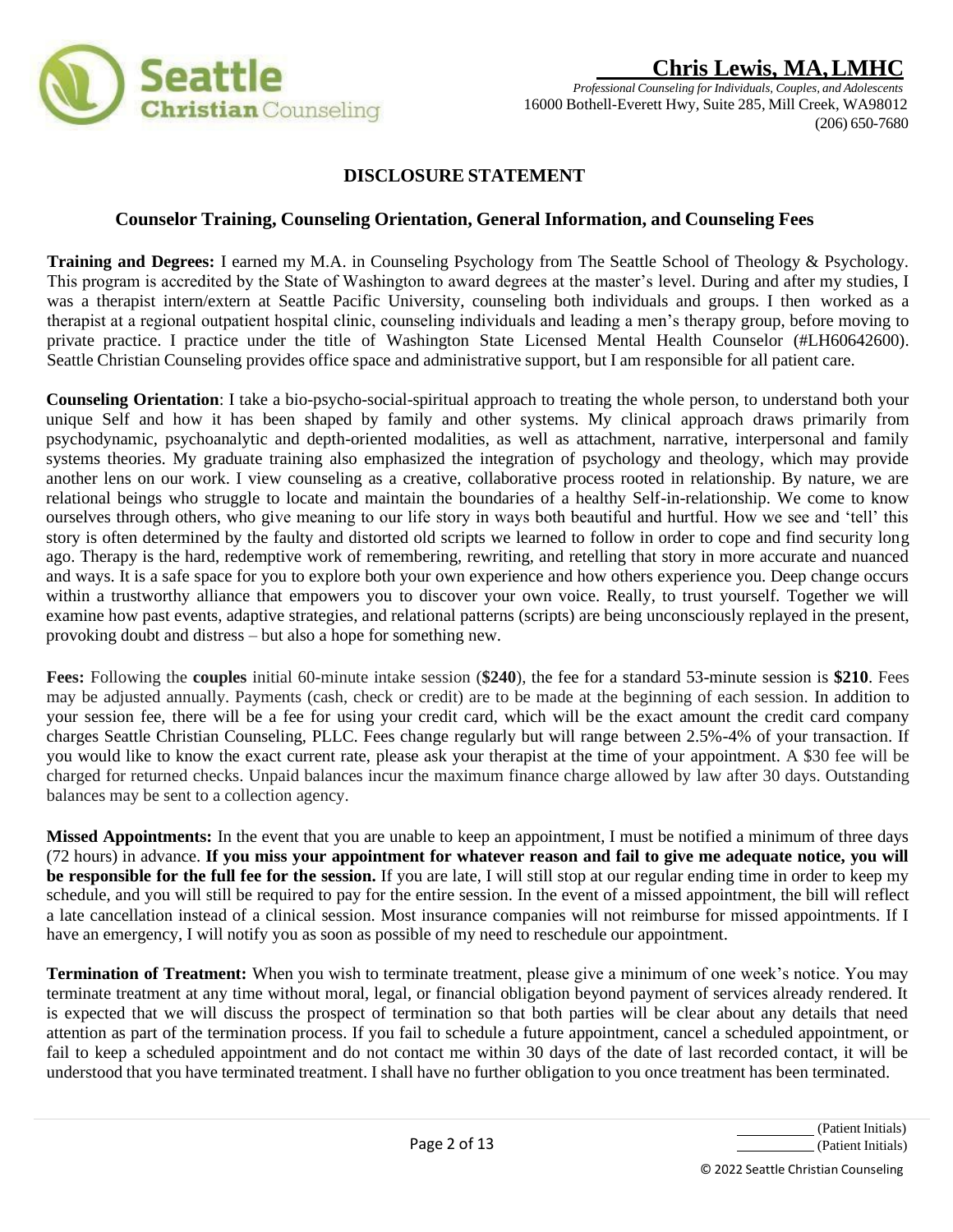**Chris Lewis, MA, LMHC**

*Professional Counseling for Individuals, Couples, and Adolescents*
16000 Bothell-Everett Hwy, Suite 285, Mill Creek, WA98012
(206) 650-7680

## DISCLOSURE STATEMENT

### Counselor Training, Counseling Orientation, General Information, and Counseling Fees

**Training and Degrees:** I earned my M.A. in Counseling Psychology from The Seattle School of Theology & Psychology. This program is accredited by the State of Washington to award degrees at the master's level. During and after my studies, I was a therapist intern/extern at Seattle Pacific University, counseling both individuals and groups. I then worked as a therapist at a regional outpatient hospital clinic, counseling individuals and leading a men's therapy group, before moving to private practice. I practice under the title of Washington State Licensed Mental Health Counselor (#LH60642600). Seattle Christian Counseling provides office space and administrative support, but I am responsible for all patient care.

**Counseling Orientation**: I take a bio-psycho-social-spiritual approach to treating the whole person, to understand both your unique Self and how it has been shaped by family and other systems. My clinical approach draws primarily from psychodynamic, psychoanalytic and depth-oriented modalities, as well as attachment, narrative, interpersonal and family systems theories. My graduate training also emphasized the integration of psychology and theology, which may provide another lens on our work. I view counseling as a creative, collaborative process rooted in relationship. By nature, we are relational beings who struggle to locate and maintain the boundaries of a healthy Self-in-relationship. We come to know ourselves through others, who give meaning to our life story in ways both beautiful and hurtful. How we see and 'tell' this story is often determined by the faulty and distorted old scripts we learned to follow in order to cope and find security long ago. Therapy is the hard, redemptive work of remembering, rewriting, and retelling that story in more accurate and nuanced and ways. It is a safe space for you to explore both your own experience and how others experience you. Deep change occurs within a trustworthy alliance that empowers you to discover your own voice. Really, to trust yourself. Together we will examine how past events, adaptive strategies, and relational patterns (scripts) are being unconsciously replayed in the present, provoking doubt and distress – but also a hope for something new.

**Fees:** Following the **couples** initial 60-minute intake session (**$240**), the fee for a standard 53-minute session is **$210**. Fees may be adjusted annually. Payments (cash, check or credit) are to be made at the beginning of each session. In addition to your session fee, there will be a fee for using your credit card, which will be the exact amount the credit card company charges Seattle Christian Counseling, PLLC. Fees change regularly but will range between 2.5%-4% of your transaction. If you would like to know the exact current rate, please ask your therapist at the time of your appointment. A $30 fee will be charged for returned checks. Unpaid balances incur the maximum finance charge allowed by law after 30 days. Outstanding balances may be sent to a collection agency.

**Missed Appointments:** In the event that you are unable to keep an appointment, I must be notified a minimum of three days (72 hours) in advance. **If you miss your appointment for whatever reason and fail to give me adequate notice, you will be responsible for the full fee for the session.** If you are late, I will still stop at our regular ending time in order to keep my schedule, and you will still be required to pay for the entire session. In the event of a missed appointment, the bill will reflect a late cancellation instead of a clinical session. Most insurance companies will not reimburse for missed appointments. If I have an emergency, I will notify you as soon as possible of my need to reschedule our appointment.

**Termination of Treatment:** When you wish to terminate treatment, please give a minimum of one week's notice. You may terminate treatment at any time without moral, legal, or financial obligation beyond payment of services already rendered. It is expected that we will discuss the prospect of termination so that both parties will be clear about any details that need attention as part of the termination process. If you fail to schedule a future appointment, cancel a scheduled appointment, or fail to keep a scheduled appointment and do not contact me within 30 days of the date of last recorded contact, it will be understood that you have terminated treatment. I shall have no further obligation to you once treatment has been terminated.

__________ (Patient Initials)
__________ (Patient Initials)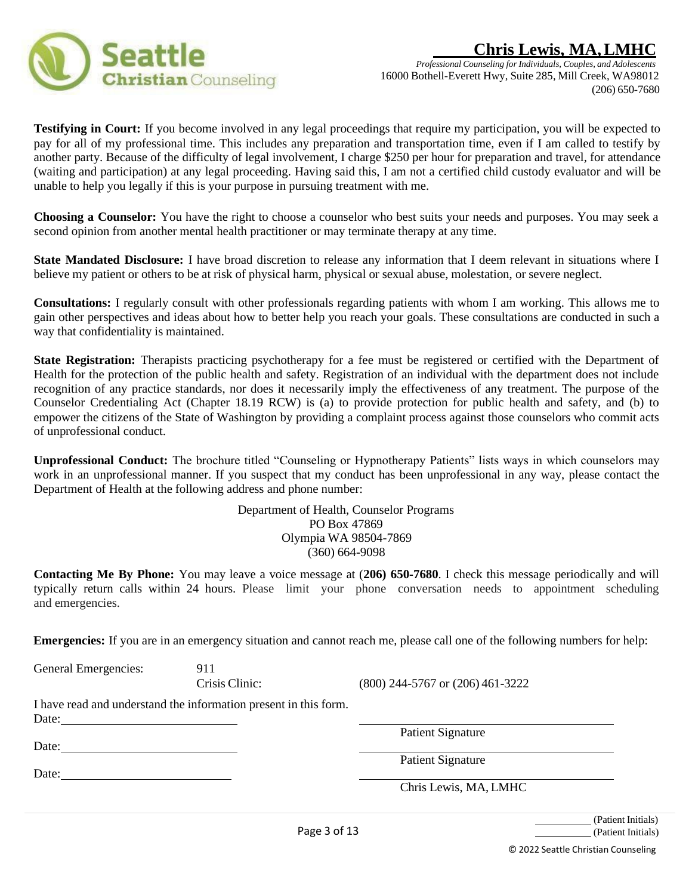**Testifying in Court:** If you become involved in any legal proceedings that require my participation, you will be expected to pay for all of my professional time. This includes any preparation and transportation time, even if I am called to testify by another party. Because of the difficulty of legal involvement, I charge $250 per hour for preparation and travel, for attendance (waiting and participation) at any legal proceeding. Having said this, I am not a certified child custody evaluator and will be unable to help you legally if this is your purpose in pursuing treatment with me.

**Choosing a Counselor:** You have the right to choose a counselor who best suits your needs and purposes. You may seek a second opinion from another mental health practitioner or may terminate therapy at any time.

**State Mandated Disclosure:** I have broad discretion to release any information that I deem relevant in situations where I believe my patient or others to be at risk of physical harm, physical or sexual abuse, molestation, or severe neglect.

**Consultations:** I regularly consult with other professionals regarding patients with whom I am working. This allows me to gain other perspectives and ideas about how to better help you reach your goals. These consultations are conducted in such a way that confidentiality is maintained.

**State Registration:** Therapists practicing psychotherapy for a fee must be registered or certified with the Department of Health for the protection of the public health and safety. Registration of an individual with the department does not include recognition of any practice standards, nor does it necessarily imply the effectiveness of any treatment. The purpose of the Counselor Credentialing Act (Chapter 18.19 RCW) is (a) to provide protection for public health and safety, and (b) to empower the citizens of the State of Washington by providing a complaint process against those counselors who commit acts of unprofessional conduct.

**Unprofessional Conduct:** The brochure titled "Counseling or Hypnotherapy Patients" lists ways in which counselors may work in an unprofessional manner. If you suspect that my conduct has been unprofessional in any way, please contact the Department of Health at the following address and phone number:

Department of Health, Counselor Programs
PO Box 47869
Olympia WA 98504-7869
(360) 664-9098

**Contacting Me By Phone:** You may leave a voice message at (**206) 650-7680**. I check this message periodically and will typically return calls within 24 hours. Please limit your phone conversation needs to appointment scheduling and emergencies.

**Emergencies:** If you are in an emergency situation and cannot reach me, please call one of the following numbers for help:

General Emergencies: 911
Crisis Clinic: (800) 244-5767 or (206) 461-3222

I have read and understand the information present in this form.

Date: ______________________ ______________________
Patient Signature

Date: ______________________ ______________________
Patient Signature

Date: ______________________ ______________________
Chris Lewis, MA, LMHC

__________ (Patient Initials)
__________ (Patient Initials)

© 2022 Seattle Christian Counseling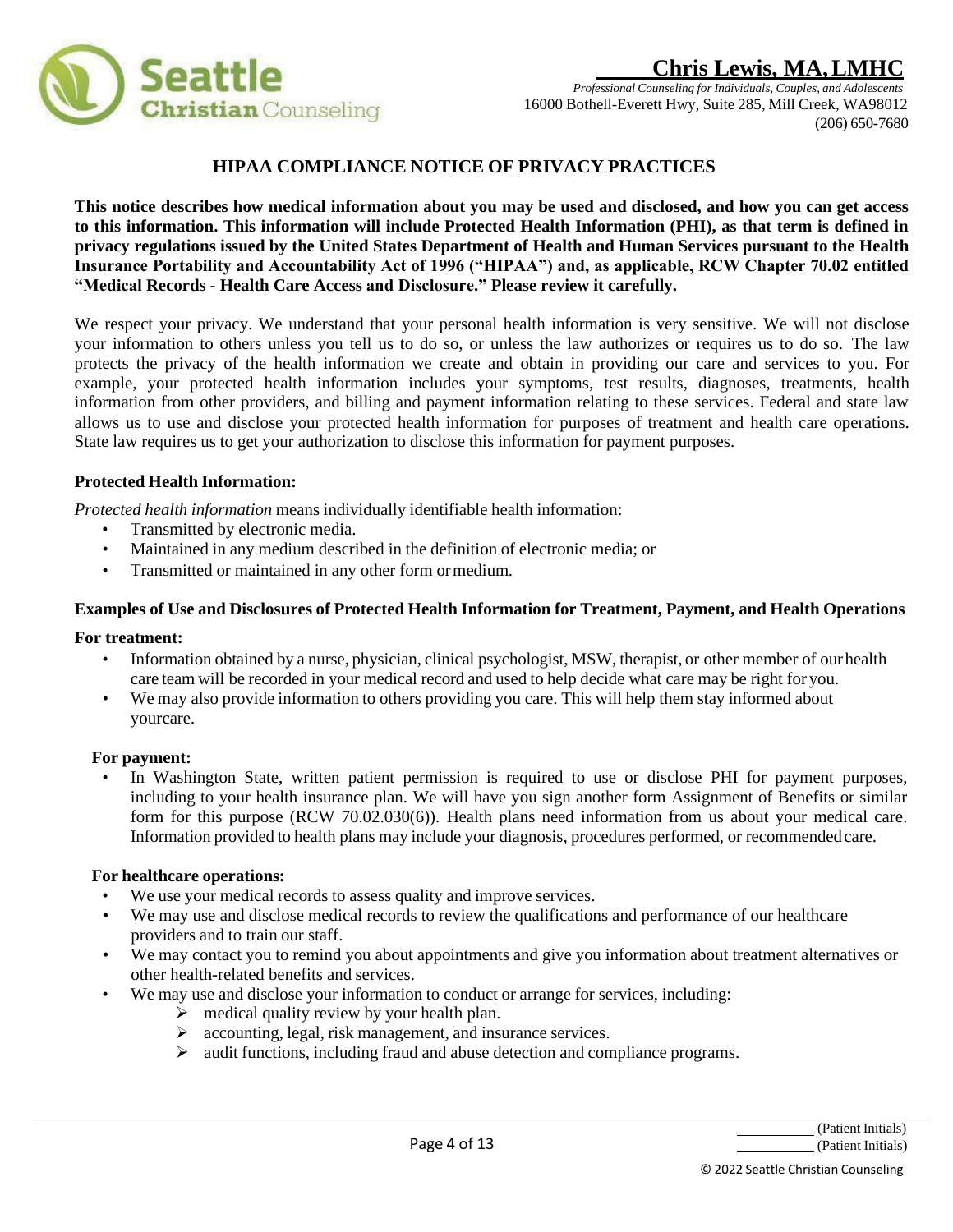# HIPAA COMPLIANCE NOTICE OF PRIVACY PRACTICES

**This notice describes how medical information about you may be used and disclosed, and how you can get access to this information. This information will include Protected Health Information (PHI), as that term is defined in privacy regulations issued by the United States Department of Health and Human Services pursuant to the Health Insurance Portability and Accountability Act of 1996 ("HIPAA") and, as applicable, RCW Chapter 70.02 entitled "Medical Records - Health Care Access and Disclosure." Please review it carefully.**

We respect your privacy. We understand that your personal health information is very sensitive. We will not disclose your information to others unless you tell us to do so, or unless the law authorizes or requires us to do so. The law protects the privacy of the health information we create and obtain in providing our care and services to you. For example, your protected health information includes your symptoms, test results, diagnoses, treatments, health information from other providers, and billing and payment information relating to these services. Federal and state law allows us to use and disclose your protected health information for purposes of treatment and health care operations. State law requires us to get your authorization to disclose this information for payment purposes.

### Protected Health Information:

*Protected health information* means individually identifiable health information:

- Transmitted by electronic media.
- Maintained in any medium described in the definition of electronic media; or
- Transmitted or maintained in any other form or medium.

### Examples of Use and Disclosures of Protected Health Information for Treatment, Payment, and Health Operations

**For treatment:**

- Information obtained by a nurse, physician, clinical psychologist, MSW, therapist, or other member of our health care team will be recorded in your medical record and used to help decide what care may be right for you.
- We may also provide information to others providing you care. This will help them stay informed about yourcare.

**For payment:**

- In Washington State, written patient permission is required to use or disclose PHI for payment purposes, including to your health insurance plan. We will have you sign another form Assignment of Benefits or similar form for this purpose (RCW 70.02.030(6)). Health plans need information from us about your medical care. Information provided to health plans may include your diagnosis, procedures performed, or recommended care.

**For healthcare operations:**

- We use your medical records to assess quality and improve services.
- We may use and disclose medical records to review the qualifications and performance of our healthcare providers and to train our staff.
- We may contact you to remind you about appointments and give you information about treatment alternatives or other health-related benefits and services.
- We may use and disclose your information to conduct or arrange for services, including:
  - medical quality review by your health plan.
  - accounting, legal, risk management, and insurance services.
  - audit functions, including fraud and abuse detection and compliance programs.

__________ (Patient Initials)
__________ (Patient Initials)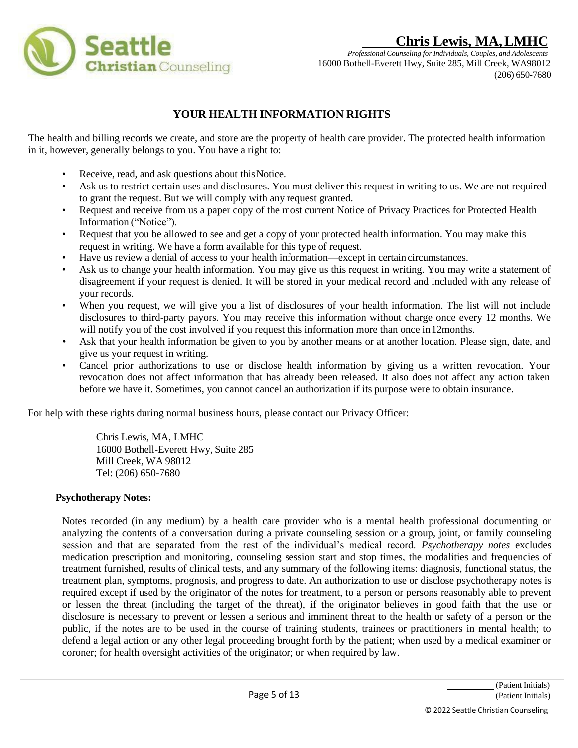# YOUR HEALTH INFORMATION RIGHTS

The health and billing records we create, and store are the property of health care provider. The protected health information in it, however, generally belongs to you. You have a right to:

- Receive, read, and ask questions about this Notice.
- Ask us to restrict certain uses and disclosures. You must deliver this request in writing to us. We are not required to grant the request. But we will comply with any request granted.
- Request and receive from us a paper copy of the most current Notice of Privacy Practices for Protected Health Information ("Notice").
- Request that you be allowed to see and get a copy of your protected health information. You may make this request in writing. We have a form available for this type of request.
- Have us review a denial of access to your health information—except in certain circumstances.
- Ask us to change your health information. You may give us this request in writing. You may write a statement of disagreement if your request is denied. It will be stored in your medical record and included with any release of your records.
- When you request, we will give you a list of disclosures of your health information. The list will not include disclosures to third-party payors. You may receive this information without charge once every 12 months. We will notify you of the cost involved if you request this information more than once in 12months.
- Ask that your health information be given to you by another means or at another location. Please sign, date, and give us your request in writing.
- Cancel prior authorizations to use or disclose health information by giving us a written revocation. Your revocation does not affect information that has already been released. It also does not affect any action taken before we have it. Sometimes, you cannot cancel an authorization if its purpose were to obtain insurance.

For help with these rights during normal business hours, please contact our Privacy Officer:

Chris Lewis, MA, LMHC
16000 Bothell-Everett Hwy, Suite 285
Mill Creek, WA 98012
Tel: (206) 650-7680

**Psychotherapy Notes:**

Notes recorded (in any medium) by a health care provider who is a mental health professional documenting or analyzing the contents of a conversation during a private counseling session or a group, joint, or family counseling session and that are separated from the rest of the individual's medical record. *Psychotherapy notes* excludes medication prescription and monitoring, counseling session start and stop times, the modalities and frequencies of treatment furnished, results of clinical tests, and any summary of the following items: diagnosis, functional status, the treatment plan, symptoms, prognosis, and progress to date. An authorization to use or disclose psychotherapy notes is required except if used by the originator of the notes for treatment, to a person or persons reasonably able to prevent or lessen the threat (including the target of the threat), if the originator believes in good faith that the use or disclosure is necessary to prevent or lessen a serious and imminent threat to the health or safety of a person or the public, if the notes are to be used in the course of training students, trainees or practitioners in mental health; to defend a legal action or any other legal proceeding brought forth by the patient; when used by a medical examiner or coroner; for health oversight activities of the originator; or when required by law.

__________ (Patient Initials)
__________ (Patient Initials)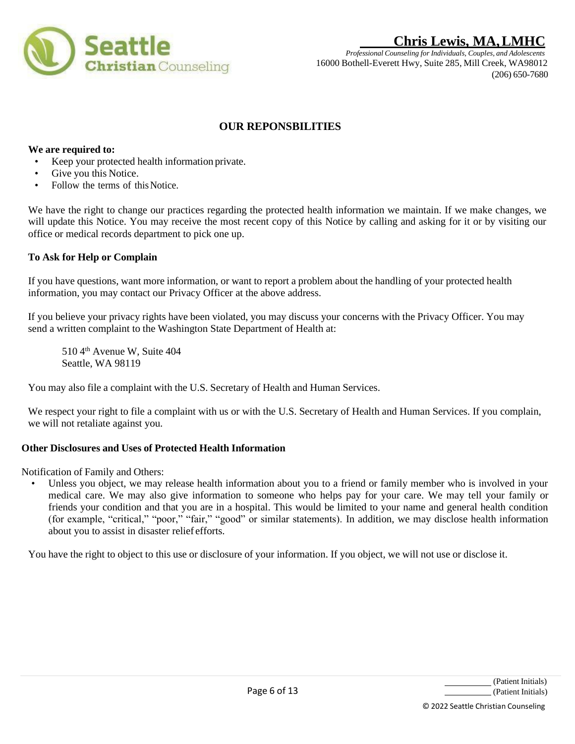## OUR REPONSBILITIES

**We are required to:**

- Keep your protected health information private.
- Give you this Notice.
- Follow the terms of this Notice.

We have the right to change our practices regarding the protected health information we maintain. If we make changes, we will update this Notice. You may receive the most recent copy of this Notice by calling and asking for it or by visiting our office or medical records department to pick one up.

**To Ask for Help or Complain**

If you have questions, want more information, or want to report a problem about the handling of your protected health information, you may contact our Privacy Officer at the above address.

If you believe your privacy rights have been violated, you may discuss your concerns with the Privacy Officer. You may send a written complaint to the Washington State Department of Health at:

510 4th Avenue W, Suite 404
Seattle, WA 98119

You may also file a complaint with the U.S. Secretary of Health and Human Services.

We respect your right to file a complaint with us or with the U.S. Secretary of Health and Human Services. If you complain, we will not retaliate against you.

**Other Disclosures and Uses of Protected Health Information**

Notification of Family and Others:

- Unless you object, we may release health information about you to a friend or family member who is involved in your medical care. We may also give information to someone who helps pay for your care. We may tell your family or friends your condition and that you are in a hospital. This would be limited to your name and general health condition (for example, "critical," "poor," "fair," "good" or similar statements). In addition, we may disclose health information about you to assist in disaster relief efforts.

You have the right to object to this use or disclosure of your information. If you object, we will not use or disclose it.

__________ (Patient Initials)
__________ (Patient Initials)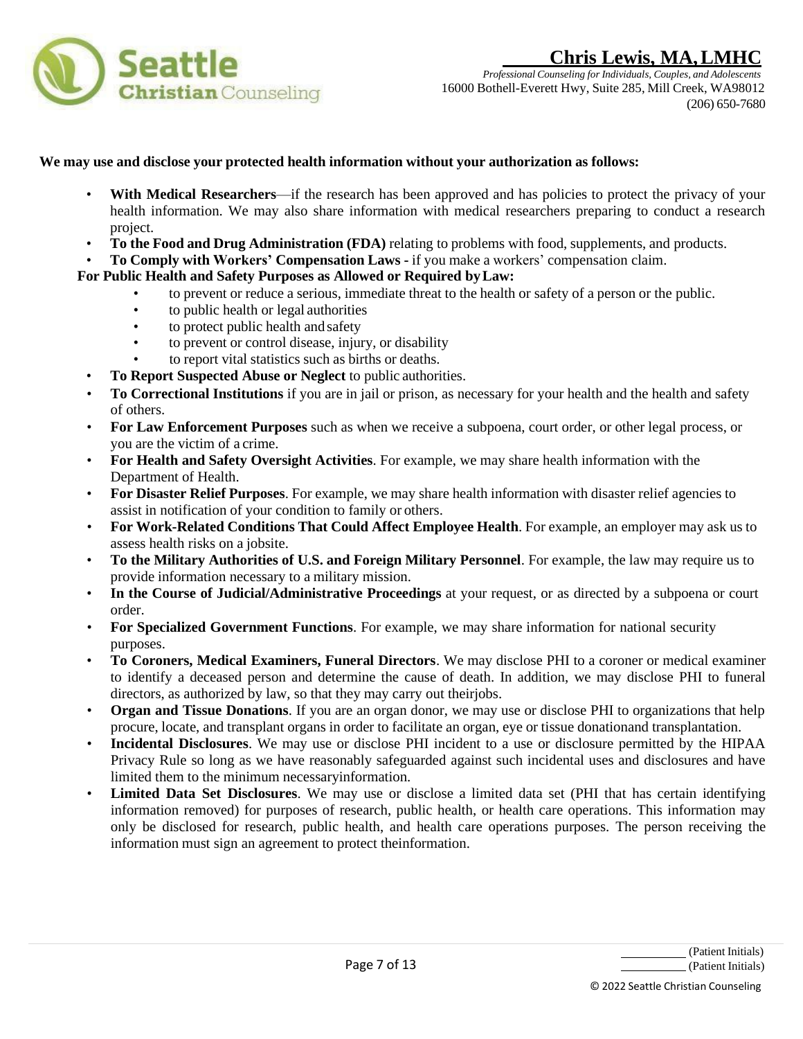**We may use and disclose your protected health information without your authorization as follows:**

- **With Medical Researchers**—if the research has been approved and has policies to protect the privacy of your health information. We may also share information with medical researchers preparing to conduct a research project.
- **To the Food and Drug Administration (FDA)** relating to problems with food, supplements, and products.
- **To Comply with Workers' Compensation Laws** - if you make a workers' compensation claim.

**For Public Health and Safety Purposes as Allowed or Required by Law:**

- to prevent or reduce a serious, immediate threat to the health or safety of a person or the public.
- to public health or legal authorities
- to protect public health and safety
- to prevent or control disease, injury, or disability
- to report vital statistics such as births or deaths.

- **To Report Suspected Abuse or Neglect** to public authorities.
- **To Correctional Institutions** if you are in jail or prison, as necessary for your health and the health and safety of others.
- **For Law Enforcement Purposes** such as when we receive a subpoena, court order, or other legal process, or you are the victim of a crime.
- **For Health and Safety Oversight Activities**. For example, we may share health information with the Department of Health.
- **For Disaster Relief Purposes**. For example, we may share health information with disaster relief agencies to assist in notification of your condition to family or others.
- **For Work-Related Conditions That Could Affect Employee Health**. For example, an employer may ask us to assess health risks on a jobsite.
- **To the Military Authorities of U.S. and Foreign Military Personnel**. For example, the law may require us to provide information necessary to a military mission.
- **In the Course of Judicial/Administrative Proceedings** at your request, or as directed by a subpoena or court order.
- **For Specialized Government Functions**. For example, we may share information for national security purposes.
- **To Coroners, Medical Examiners, Funeral Directors**. We may disclose PHI to a coroner or medical examiner to identify a deceased person and determine the cause of death. In addition, we may disclose PHI to funeral directors, as authorized by law, so that they may carry out their jobs.
- **Organ and Tissue Donations**. If you are an organ donor, we may use or disclose PHI to organizations that help procure, locate, and transplant organs in order to facilitate an organ, eye or tissue donation and transplantation.
- **Incidental Disclosures**. We may use or disclose PHI incident to a use or disclosure permitted by the HIPAA Privacy Rule so long as we have reasonably safeguarded against such incidental uses and disclosures and have limited them to the minimum necessary information.
- **Limited Data Set Disclosures**. We may use or disclose a limited data set (PHI that has certain identifying information removed) for purposes of research, public health, or health care operations. This information may only be disclosed for research, public health, and health care operations purposes. The person receiving the information must sign an agreement to protect the information.

__________ (Patient Initials)
__________ (Patient Initials)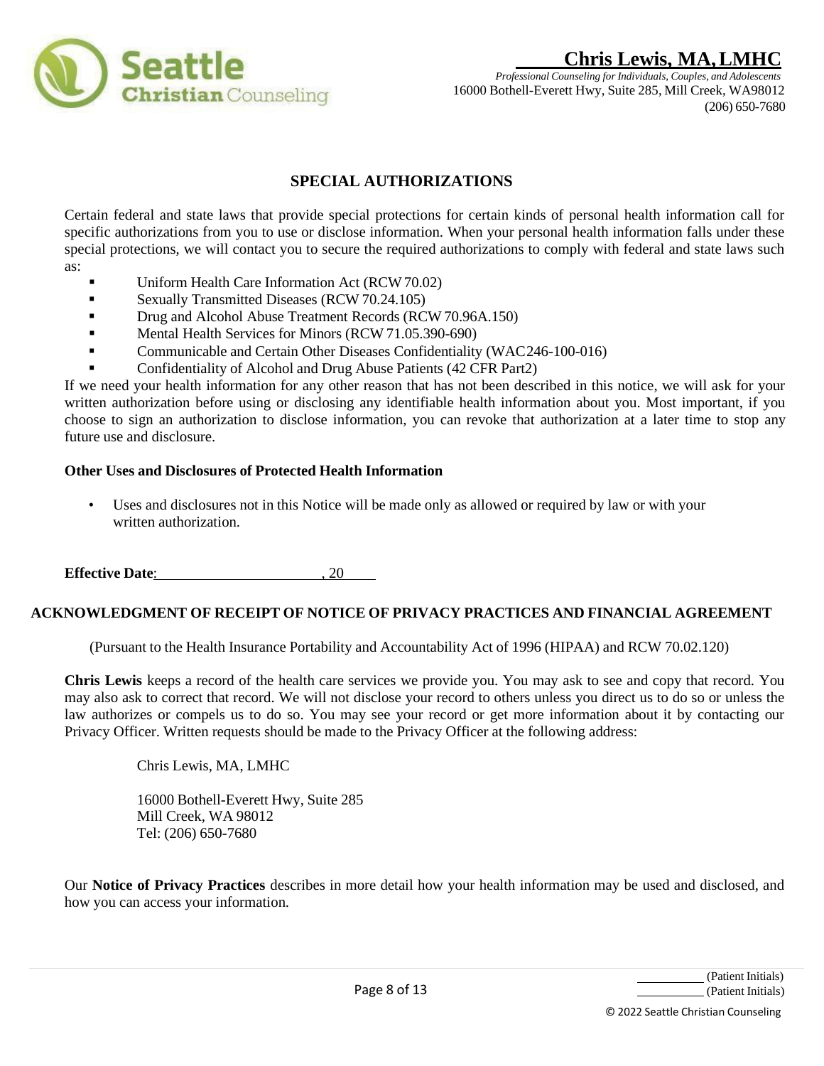## SPECIAL AUTHORIZATIONS

Certain federal and state laws that provide special protections for certain kinds of personal health information call for specific authorizations from you to use or disclose information. When your personal health information falls under these special protections, we will contact you to secure the required authorizations to comply with federal and state laws such as:

- Uniform Health Care Information Act (RCW 70.02)
- Sexually Transmitted Diseases (RCW 70.24.105)
- Drug and Alcohol Abuse Treatment Records (RCW 70.96A.150)
- Mental Health Services for Minors (RCW 71.05.390-690)
- Communicable and Certain Other Diseases Confidentiality (WAC 246-100-016)
- Confidentiality of Alcohol and Drug Abuse Patients (42 CFR Part2)

If we need your health information for any other reason that has not been described in this notice, we will ask for your written authorization before using or disclosing any identifiable health information about you. Most important, if you choose to sign an authorization to disclose information, you can revoke that authorization at a later time to stop any future use and disclosure.

**Other Uses and Disclosures of Protected Health Information**

- Uses and disclosures not in this Notice will be made only as allowed or required by law or with your written authorization.

**Effective Date**:______________________, 20____

## ACKNOWLEDGMENT OF RECEIPT OF NOTICE OF PRIVACY PRACTICES AND FINANCIAL AGREEMENT

(Pursuant to the Health Insurance Portability and Accountability Act of 1996 (HIPAA) and RCW 70.02.120)

**Chris Lewis** keeps a record of the health care services we provide you. You may ask to see and copy that record. You may also ask to correct that record. We will not disclose your record to others unless you direct us to do so or unless the law authorizes or compels us to do so. You may see your record or get more information about it by contacting our Privacy Officer. Written requests should be made to the Privacy Officer at the following address:

Chris Lewis, MA, LMHC

16000 Bothell-Everett Hwy, Suite 285
Mill Creek, WA 98012
Tel: (206) 650-7680

Our **Notice of Privacy Practices** describes in more detail how your health information may be used and disclosed, and how you can access your information.

__________ (Patient Initials)
__________ (Patient Initials)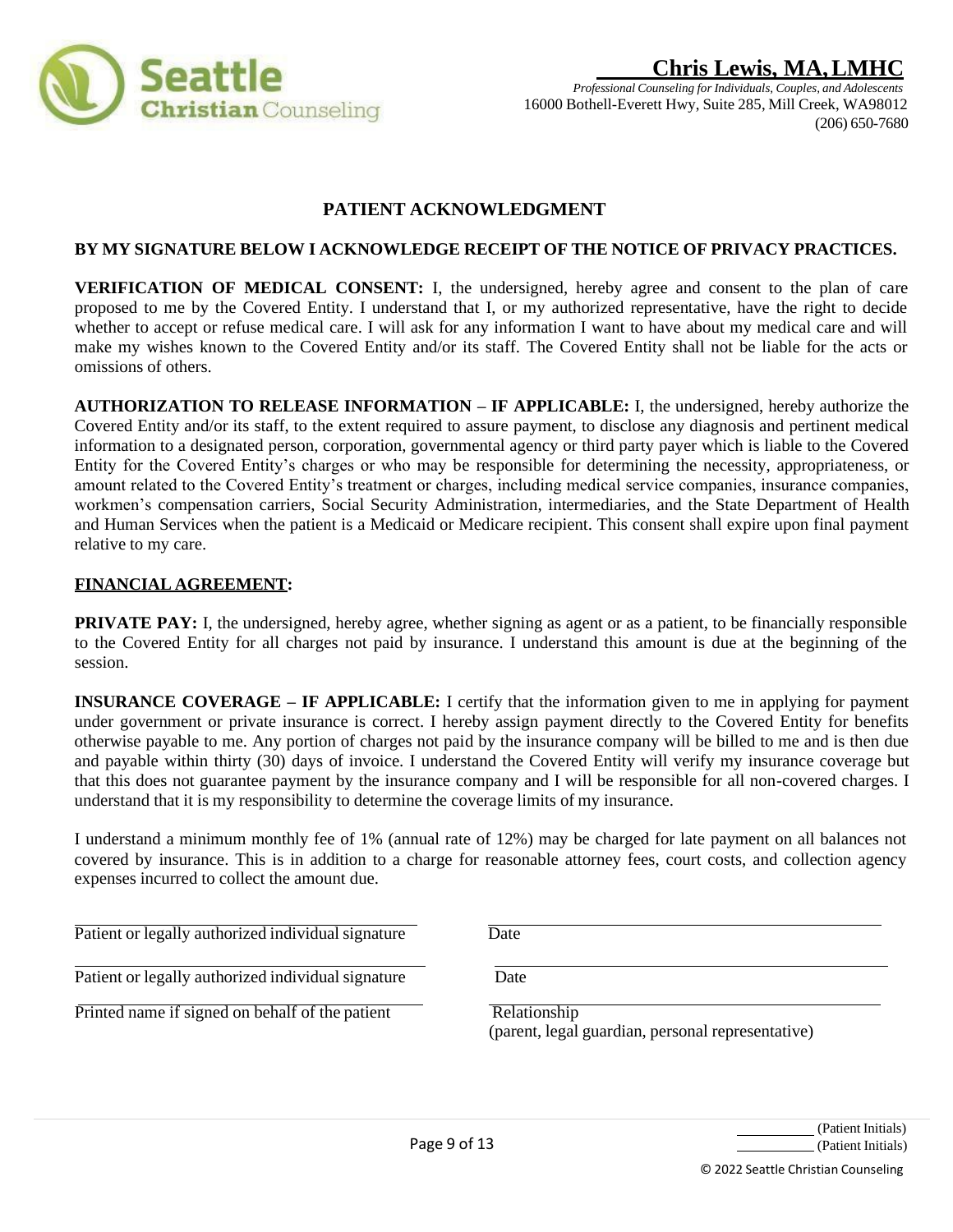**Chris Lewis, MA, LMHC**
*Professional Counseling for Individuals, Couples, and Adolescents*
16000 Bothell-Everett Hwy, Suite 285, Mill Creek, WA98012
(206) 650-7680

# PATIENT ACKNOWLEDGMENT

**BY MY SIGNATURE BELOW I ACKNOWLEDGE RECEIPT OF THE NOTICE OF PRIVACY PRACTICES.**

**VERIFICATION OF MEDICAL CONSENT:** I, the undersigned, hereby agree and consent to the plan of care proposed to me by the Covered Entity. I understand that I, or my authorized representative, have the right to decide whether to accept or refuse medical care. I will ask for any information I want to have about my medical care and will make my wishes known to the Covered Entity and/or its staff. The Covered Entity shall not be liable for the acts or omissions of others.

**AUTHORIZATION TO RELEASE INFORMATION – IF APPLICABLE:** I, the undersigned, hereby authorize the Covered Entity and/or its staff, to the extent required to assure payment, to disclose any diagnosis and pertinent medical information to a designated person, corporation, governmental agency or third party payer which is liable to the Covered Entity for the Covered Entity's charges or who may be responsible for determining the necessity, appropriateness, or amount related to the Covered Entity's treatment or charges, including medical service companies, insurance companies, workmen's compensation carriers, Social Security Administration, intermediaries, and the State Department of Health and Human Services when the patient is a Medicaid or Medicare recipient. This consent shall expire upon final payment relative to my care.

**FINANCIAL AGREEMENT:**

**PRIVATE PAY:** I, the undersigned, hereby agree, whether signing as agent or as a patient, to be financially responsible to the Covered Entity for all charges not paid by insurance. I understand this amount is due at the beginning of the session.

**INSURANCE COVERAGE – IF APPLICABLE:** I certify that the information given to me in applying for payment under government or private insurance is correct. I hereby assign payment directly to the Covered Entity for benefits otherwise payable to me. Any portion of charges not paid by the insurance company will be billed to me and is then due and payable within thirty (30) days of invoice. I understand the Covered Entity will verify my insurance coverage but that this does not guarantee payment by the insurance company and I will be responsible for all non-covered charges. I understand that it is my responsibility to determine the coverage limits of my insurance.

I understand a minimum monthly fee of 1% (annual rate of 12%) may be charged for late payment on all balances not covered by insurance. This is in addition to a charge for reasonable attorney fees, court costs, and collection agency expenses incurred to collect the amount due.

________________________________ ________________________________
Patient or legally authorized individual signature Date

________________________________ ________________________________
Patient or legally authorized individual signature Date

________________________________ ________________________________
Printed name if signed on behalf of the patient Relationship
(parent, legal guardian, personal representative)

__________ (Patient Initials)
__________ (Patient Initials)

© 2022 Seattle Christian Counseling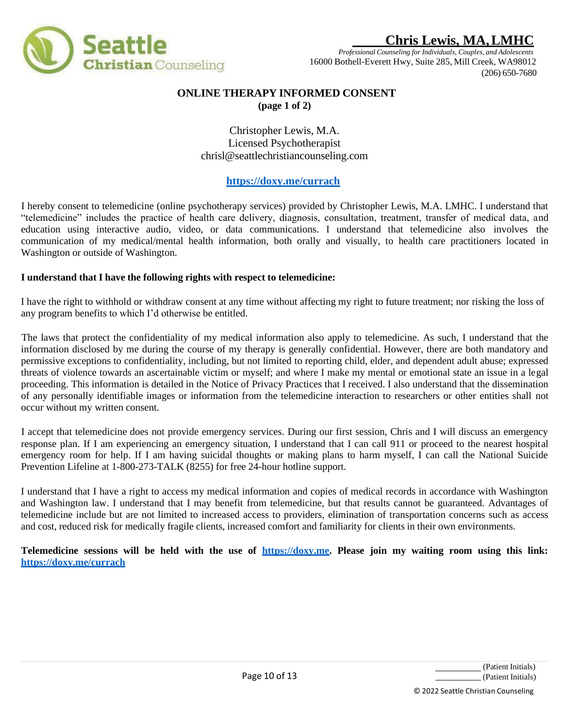**Chris Lewis, MA, LMHC**

*Professional Counseling for Individuals, Couples, and Adolescents*

16000 Bothell-Everett Hwy, Suite 285, Mill Creek, WA98012

(206) 650-7680

## ONLINE THERAPY INFORMED CONSENT

**(page 1 of 2)**

Christopher Lewis, M.A.
Licensed Psychotherapist
chrisl@seattlechristiancounseling.com

**https://doxy.me/currach**

I hereby consent to telemedicine (online psychotherapy services) provided by Christopher Lewis, M.A. LMHC. I understand that "telemedicine" includes the practice of health care delivery, diagnosis, consultation, treatment, transfer of medical data, and education using interactive audio, video, or data communications. I understand that telemedicine also involves the communication of my medical/mental health information, both orally and visually, to health care practitioners located in Washington or outside of Washington.

**I understand that I have the following rights with respect to telemedicine:**

I have the right to withhold or withdraw consent at any time without affecting my right to future treatment; nor risking the loss of any program benefits to which I'd otherwise be entitled.

The laws that protect the confidentiality of my medical information also apply to telemedicine. As such, I understand that the information disclosed by me during the course of my therapy is generally confidential. However, there are both mandatory and permissive exceptions to confidentiality, including, but not limited to reporting child, elder, and dependent adult abuse; expressed threats of violence towards an ascertainable victim or myself; and where I make my mental or emotional state an issue in a legal proceeding. This information is detailed in the Notice of Privacy Practices that I received. I also understand that the dissemination of any personally identifiable images or information from the telemedicine interaction to researchers or other entities shall not occur without my written consent.

I accept that telemedicine does not provide emergency services. During our first session, Chris and I will discuss an emergency response plan. If I am experiencing an emergency situation, I understand that I can call 911 or proceed to the nearest hospital emergency room for help. If I am having suicidal thoughts or making plans to harm myself, I can call the National Suicide Prevention Lifeline at 1-800-273-TALK (8255) for free 24-hour hotline support.

I understand that I have a right to access my medical information and copies of medical records in accordance with Washington and Washington law. I understand that I may benefit from telemedicine, but that results cannot be guaranteed. Advantages of telemedicine include but are not limited to increased access to providers, elimination of transportation concerns such as access and cost, reduced risk for medically fragile clients, increased comfort and familiarity for clients in their own environments.

**Telemedicine sessions will be held with the use of https://doxy.me. Please join my waiting room using this link: https://doxy.me/currach**

__________ (Patient Initials)
__________ (Patient Initials)

© 2022 Seattle Christian Counseling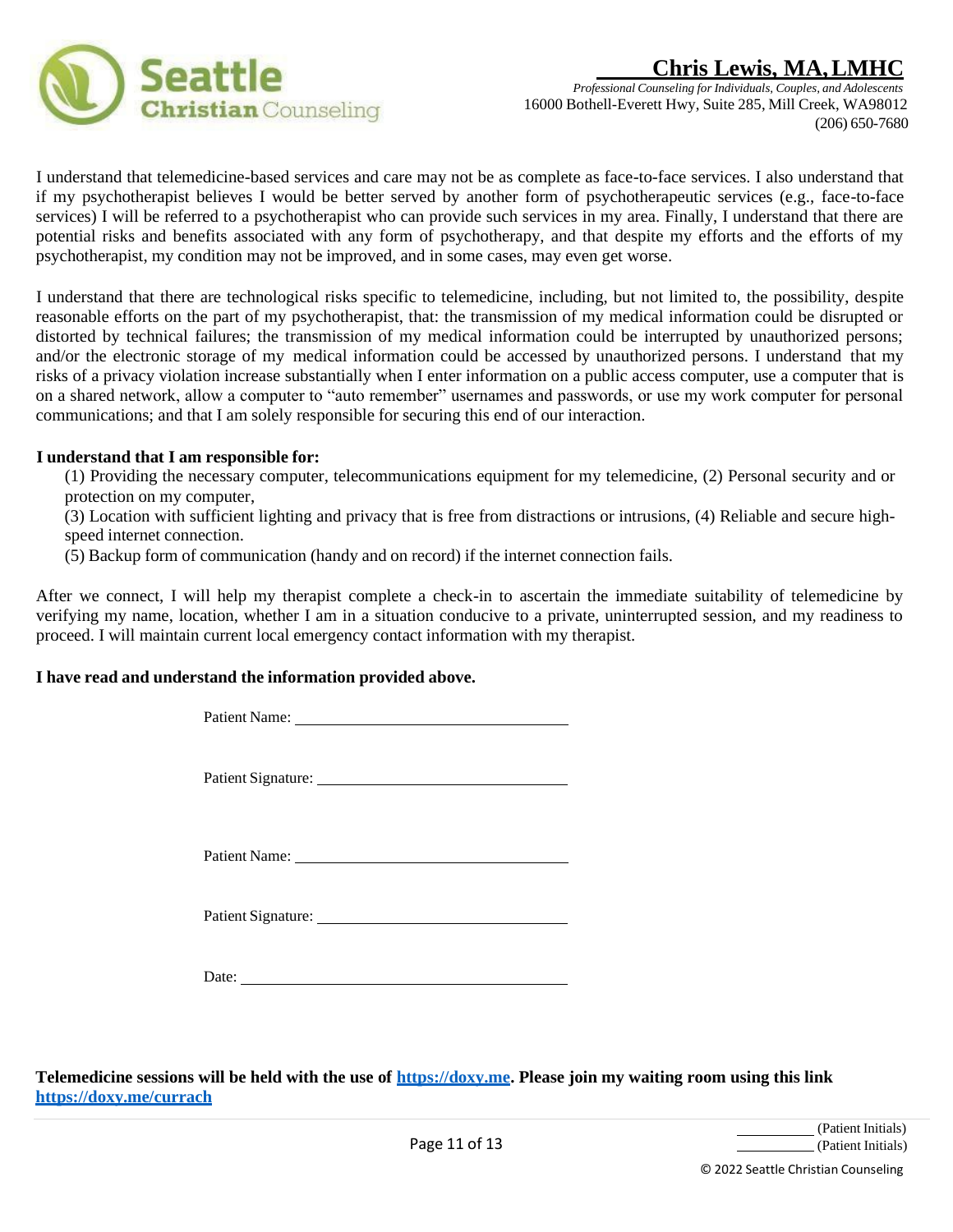I understand that telemedicine-based services and care may not be as complete as face-to-face services. I also understand that if my psychotherapist believes I would be better served by another form of psychotherapeutic services (e.g., face-to-face services) I will be referred to a psychotherapist who can provide such services in my area. Finally, I understand that there are potential risks and benefits associated with any form of psychotherapy, and that despite my efforts and the efforts of my psychotherapist, my condition may not be improved, and in some cases, may even get worse.

I understand that there are technological risks specific to telemedicine, including, but not limited to, the possibility, despite reasonable efforts on the part of my psychotherapist, that: the transmission of my medical information could be disrupted or distorted by technical failures; the transmission of my medical information could be interrupted by unauthorized persons; and/or the electronic storage of my medical information could be accessed by unauthorized persons. I understand that my risks of a privacy violation increase substantially when I enter information on a public access computer, use a computer that is on a shared network, allow a computer to "auto remember" usernames and passwords, or use my work computer for personal communications; and that I am solely responsible for securing this end of our interaction.

**I understand that I am responsible for:**

(1) Providing the necessary computer, telecommunications equipment for my telemedicine, (2) Personal security and or protection on my computer,
(3) Location with sufficient lighting and privacy that is free from distractions or intrusions, (4) Reliable and secure high-speed internet connection.
(5) Backup form of communication (handy and on record) if the internet connection fails.

After we connect, I will help my therapist complete a check-in to ascertain the immediate suitability of telemedicine by verifying my name, location, whether I am in a situation conducive to a private, uninterrupted session, and my readiness to proceed. I will maintain current local emergency contact information with my therapist.

**I have read and understand the information provided above.**

Patient Name: ______________________________

Patient Signature: ______________________________

Patient Name: ______________________________

Patient Signature: ______________________________

Date: ______________________________

**Telemedicine sessions will be held with the use of [https://doxy.me](https://doxy.me). Please join my waiting room using this link [https://doxy.me/currach](https://doxy.me/currach)**

__________ (Patient Initials)
__________ (Patient Initials)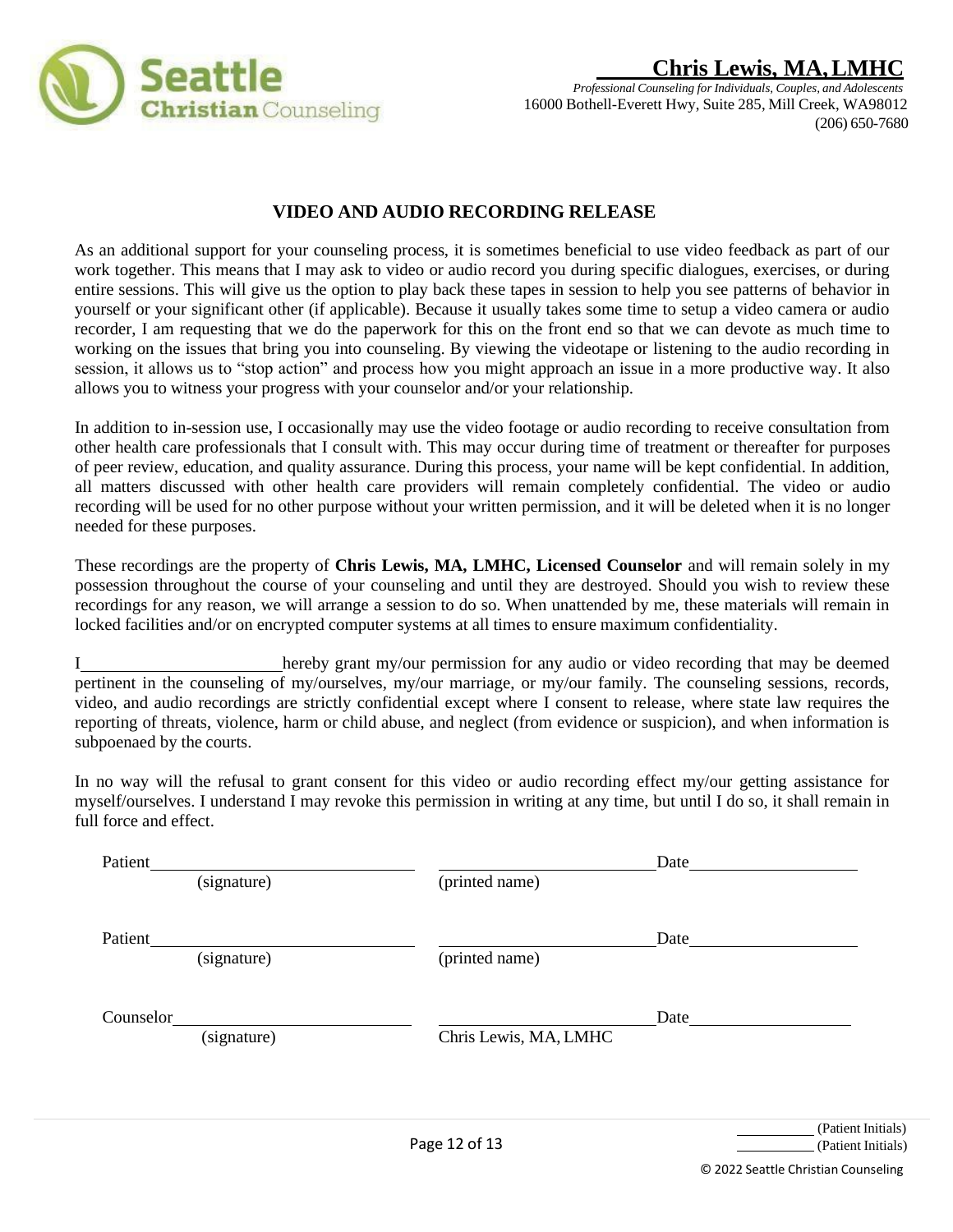**Chris Lewis, MA, LMHC**

*Professional Counseling for Individuals, Couples, and Adolescents*
16000 Bothell-Everett Hwy, Suite 285, Mill Creek, WA98012
(206) 650-7680

## VIDEO AND AUDIO RECORDING RELEASE

As an additional support for your counseling process, it is sometimes beneficial to use video feedback as part of our work together. This means that I may ask to video or audio record you during specific dialogues, exercises, or during entire sessions. This will give us the option to play back these tapes in session to help you see patterns of behavior in yourself or your significant other (if applicable). Because it usually takes some time to setup a video camera or audio recorder, I am requesting that we do the paperwork for this on the front end so that we can devote as much time to working on the issues that bring you into counseling. By viewing the videotape or listening to the audio recording in session, it allows us to "stop action" and process how you might approach an issue in a more productive way. It also allows you to witness your progress with your counselor and/or your relationship.

In addition to in-session use, I occasionally may use the video footage or audio recording to receive consultation from other health care professionals that I consult with. This may occur during time of treatment or thereafter for purposes of peer review, education, and quality assurance. During this process, your name will be kept confidential. In addition, all matters discussed with other health care providers will remain completely confidential. The video or audio recording will be used for no other purpose without your written permission, and it will be deleted when it is no longer needed for these purposes.

These recordings are the property of **Chris Lewis, MA, LMHC, Licensed Counselor** and will remain solely in my possession throughout the course of your counseling and until they are destroyed. Should you wish to review these recordings for any reason, we will arrange a session to do so. When unattended by me, these materials will remain in locked facilities and/or on encrypted computer systems at all times to ensure maximum confidentiality.

I______________________hereby grant my/our permission for any audio or video recording that may be deemed pertinent in the counseling of my/ourselves, my/our marriage, or my/our family. The counseling sessions, records, video, and audio recordings are strictly confidential except where I consent to release, where state law requires the reporting of threats, violence, harm or child abuse, and neglect (from evidence or suspicion), and when information is subpoenaed by the courts.

In no way will the refusal to grant consent for this video or audio recording effect my/our getting assistance for myself/ourselves. I understand I may revoke this permission in writing at any time, but until I do so, it shall remain in full force and effect.

Patient______________________________ ______________________________ Date____________________
(signature) (printed name)

Patient______________________________ ______________________________ Date____________________
(signature) (printed name)

Counselor______________________________ ______________________________ Date____________________
(signature) Chris Lewis, MA, LMHC

__________ (Patient Initials)
__________ (Patient Initials)

© 2022 Seattle Christian Counseling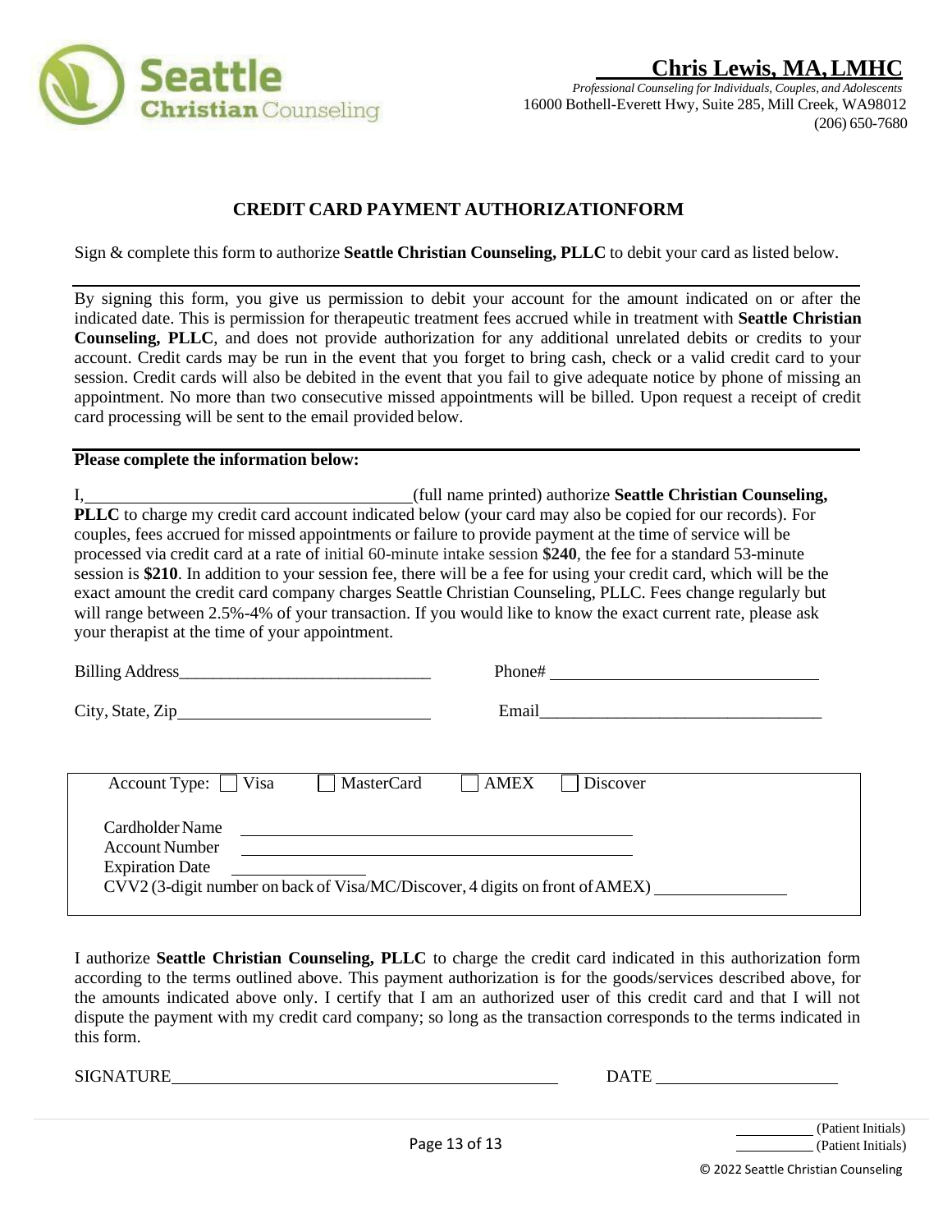Seattle Christian Counseling

**Chris Lewis, MA, LMHC**

*Professional Counseling for Individuals, Couples, and Adolescents*
16000 Bothell-Everett Hwy, Suite 285, Mill Creek, WA98012
(206) 650-7680

## CREDIT CARD PAYMENT AUTHORIZATIONFORM

Sign & complete this form to authorize **Seattle Christian Counseling, PLLC** to debit your card as listed below.

---

By signing this form, you give us permission to debit your account for the amount indicated on or after the indicated date. This is permission for therapeutic treatment fees accrued while in treatment with **Seattle Christian Counseling, PLLC**, and does not provide authorization for any additional unrelated debits or credits to your account. Credit cards may be run in the event that you forget to bring cash, check or a valid credit card to your session. Credit cards will also be debited in the event that you fail to give adequate notice by phone of missing an appointment. No more than two consecutive missed appointments will be billed. Upon request a receipt of credit card processing will be sent to the email provided below.

---

**Please complete the information below:**

I,______________________________(full name printed) authorize **Seattle Christian Counseling, PLLC** to charge my credit card account indicated below (your card may also be copied for our records). For couples, fees accrued for missed appointments or failure to provide payment at the time of service will be processed via credit card at a rate of initial 60-minute intake session **$240**, the fee for a standard 53-minute session is **$210**. In addition to your session fee, there will be a fee for using your credit card, which will be the exact amount the credit card company charges Seattle Christian Counseling, PLLC. Fees change regularly but will range between 2.5%-4% of your transaction. If you would like to know the exact current rate, please ask your therapist at the time of your appointment.

Billing Address______________________________ Phone# ______________________________

City, State, Zip______________________________ Email______________________________

Account Type: ☐ Visa ☐ MasterCard ☐ AMEX ☐ Discover

Cardholder Name ______________________________

Account Number ______________________________

Expiration Date ______________

CVV2 (3-digit number on back of Visa/MC/Discover, 4 digits on front of AMEX) ______________

I authorize **Seattle Christian Counseling, PLLC** to charge the credit card indicated in this authorization form according to the terms outlined above. This payment authorization is for the goods/services described above, for the amounts indicated above only. I certify that I am an authorized user of this credit card and that I will not dispute the payment with my credit card company; so long as the transaction corresponds to the terms indicated in this form.

SIGNATURE______________________________ DATE ______________________

__________ (Patient Initials)
__________ (Patient Initials)

© 2022 Seattle Christian Counseling